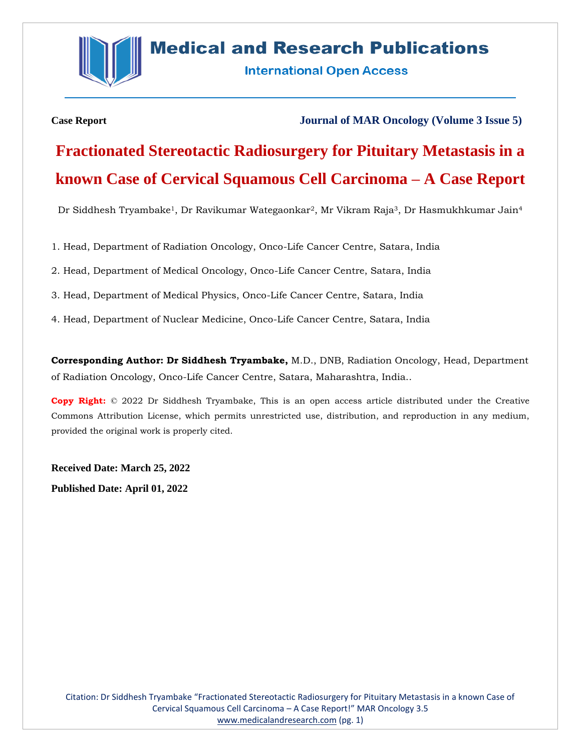**Case Report**

**Journal of MAR Oncology (Volume 3 Issue 5)**

# Fractionated Stereotactic Radiosurgery for Pituitary Metastasis in a known Case of Cervical Squamous Cell Carcinoma – A Case Report

Dr Siddhesh Tryambake[1], Dr Ravikumar Wategaonkar[2], Mr Vikram Raja[3], Dr Hasmukhkumar Jain[4]

1. Head, Department of Radiation Oncology, Onco-Life Cancer Centre, Satara, India
2. Head, Department of Medical Oncology, Onco-Life Cancer Centre, Satara, India
3. Head, Department of Medical Physics, Onco-Life Cancer Centre, Satara, India
4. Head, Department of Nuclear Medicine, Onco-Life Cancer Centre, Satara, India

**Corresponding Author: Dr Siddhesh Tryambake,** M.D., DNB, Radiation Oncology, Head, Department of Radiation Oncology, Onco-Life Cancer Centre, Satara, Maharashtra, India..

**Copy Right:** © 2022 Dr Siddhesh Tryambake, This is an open access article distributed under the Creative Commons Attribution License, which permits unrestricted use, distribution, and reproduction in any medium, provided the original work is properly cited.

**Received Date: March 25, 2022**

**Published Date: April 01, 2022**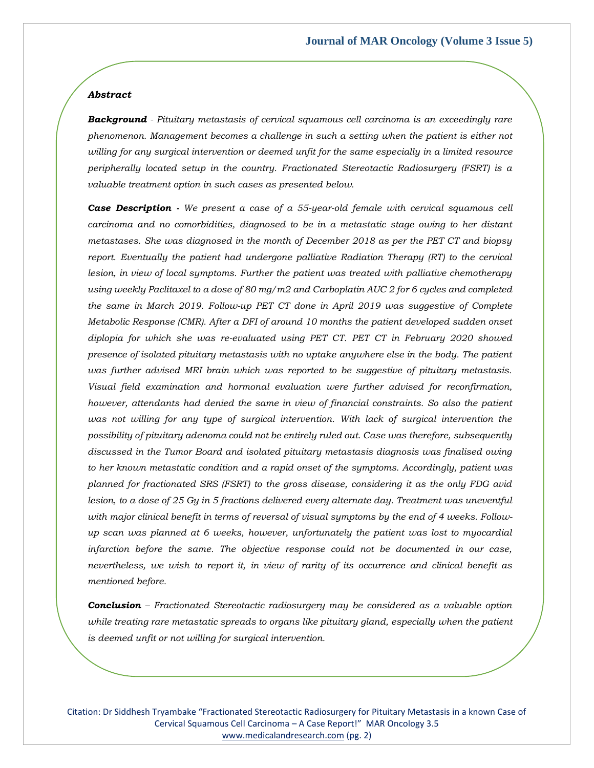### *Abstract*

***Background*** *- Pituitary metastasis of cervical squamous cell carcinoma is an exceedingly rare phenomenon. Management becomes a challenge in such a setting when the patient is either not willing for any surgical intervention or deemed unfit for the same especially in a limited resource peripherally located setup in the country. Fractionated Stereotactic Radiosurgery (FSRT) is a valuable treatment option in such cases as presented below.*

***Case Description -*** *We present a case of a 55-year-old female with cervical squamous cell carcinoma and no comorbidities, diagnosed to be in a metastatic stage owing to her distant metastases. She was diagnosed in the month of December 2018 as per the PET CT and biopsy report. Eventually the patient had undergone palliative Radiation Therapy (RT) to the cervical lesion, in view of local symptoms. Further the patient was treated with palliative chemotherapy using weekly Paclitaxel to a dose of 80 mg/m2 and Carboplatin AUC 2 for 6 cycles and completed the same in March 2019. Follow-up PET CT done in April 2019 was suggestive of Complete Metabolic Response (CMR). After a DFI of around 10 months the patient developed sudden onset diplopia for which she was re-evaluated using PET CT. PET CT in February 2020 showed presence of isolated pituitary metastasis with no uptake anywhere else in the body. The patient was further advised MRI brain which was reported to be suggestive of pituitary metastasis. Visual field examination and hormonal evaluation were further advised for reconfirmation, however, attendants had denied the same in view of financial constraints. So also the patient was not willing for any type of surgical intervention. With lack of surgical intervention the possibility of pituitary adenoma could not be entirely ruled out. Case was therefore, subsequently discussed in the Tumor Board and isolated pituitary metastasis diagnosis was finalised owing to her known metastatic condition and a rapid onset of the symptoms. Accordingly, patient was planned for fractionated SRS (FSRT) to the gross disease, considering it as the only FDG avid lesion, to a dose of 25 Gy in 5 fractions delivered every alternate day. Treatment was uneventful with major clinical benefit in terms of reversal of visual symptoms by the end of 4 weeks. Follow-up scan was planned at 6 weeks, however, unfortunately the patient was lost to myocardial infarction before the same. The objective response could not be documented in our case, nevertheless, we wish to report it, in view of rarity of its occurrence and clinical benefit as mentioned before.*

***Conclusion*** *– Fractionated Stereotactic radiosurgery may be considered as a valuable option while treating rare metastatic spreads to organs like pituitary gland, especially when the patient is deemed unfit or not willing for surgical intervention.*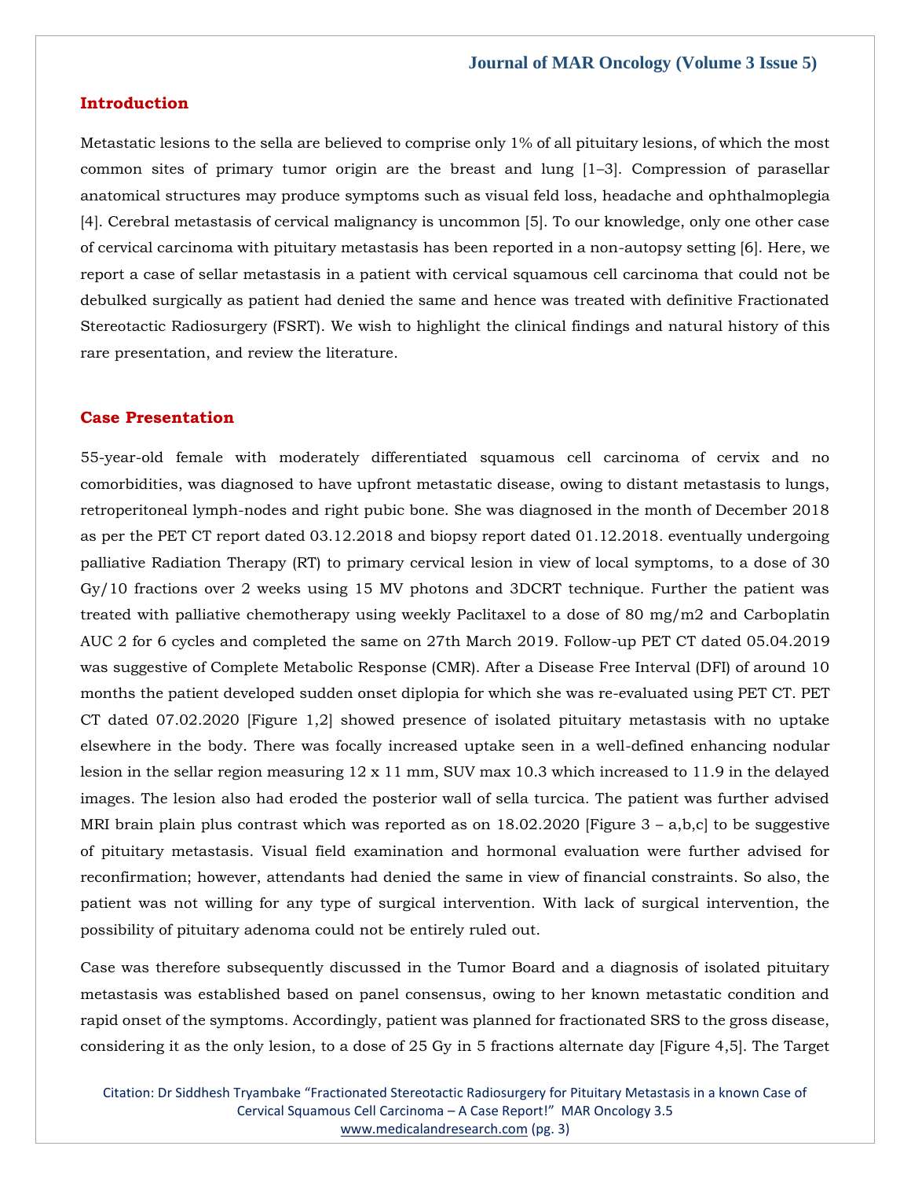## Introduction

Metastatic lesions to the sella are believed to comprise only 1% of all pituitary lesions, of which the most common sites of primary tumor origin are the breast and lung [1–3]. Compression of parasellar anatomical structures may produce symptoms such as visual feld loss, headache and ophthalmoplegia [4]. Cerebral metastasis of cervical malignancy is uncommon [5]. To our knowledge, only one other case of cervical carcinoma with pituitary metastasis has been reported in a non-autopsy setting [6]. Here, we report a case of sellar metastasis in a patient with cervical squamous cell carcinoma that could not be debulked surgically as patient had denied the same and hence was treated with definitive Fractionated Stereotactic Radiosurgery (FSRT). We wish to highlight the clinical findings and natural history of this rare presentation, and review the literature.

## Case Presentation

55-year-old female with moderately differentiated squamous cell carcinoma of cervix and no comorbidities, was diagnosed to have upfront metastatic disease, owing to distant metastasis to lungs, retroperitoneal lymph-nodes and right pubic bone. She was diagnosed in the month of December 2018 as per the PET CT report dated 03.12.2018 and biopsy report dated 01.12.2018. eventually undergoing palliative Radiation Therapy (RT) to primary cervical lesion in view of local symptoms, to a dose of 30 Gy/10 fractions over 2 weeks using 15 MV photons and 3DCRT technique. Further the patient was treated with palliative chemotherapy using weekly Paclitaxel to a dose of 80 mg/m2 and Carboplatin AUC 2 for 6 cycles and completed the same on 27th March 2019. Follow-up PET CT dated 05.04.2019 was suggestive of Complete Metabolic Response (CMR). After a Disease Free Interval (DFI) of around 10 months the patient developed sudden onset diplopia for which she was re-evaluated using PET CT. PET CT dated 07.02.2020 [Figure 1,2] showed presence of isolated pituitary metastasis with no uptake elsewhere in the body. There was focally increased uptake seen in a well-defined enhancing nodular lesion in the sellar region measuring 12 x 11 mm, SUV max 10.3 which increased to 11.9 in the delayed images. The lesion also had eroded the posterior wall of sella turcica. The patient was further advised MRI brain plain plus contrast which was reported as on 18.02.2020 [Figure 3 – a,b,c] to be suggestive of pituitary metastasis. Visual field examination and hormonal evaluation were further advised for reconfirmation; however, attendants had denied the same in view of financial constraints. So also, the patient was not willing for any type of surgical intervention. With lack of surgical intervention, the possibility of pituitary adenoma could not be entirely ruled out.

Case was therefore subsequently discussed in the Tumor Board and a diagnosis of isolated pituitary metastasis was established based on panel consensus, owing to her known metastatic condition and rapid onset of the symptoms. Accordingly, patient was planned for fractionated SRS to the gross disease, considering it as the only lesion, to a dose of 25 Gy in 5 fractions alternate day [Figure 4,5]. The Target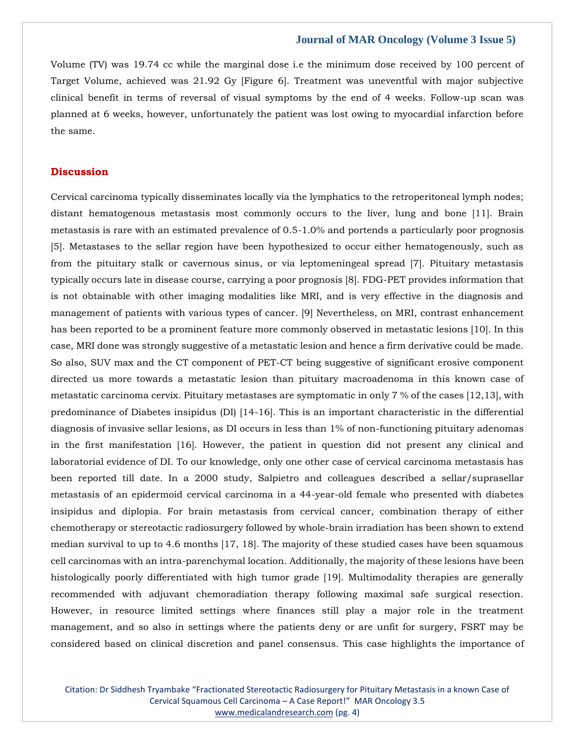Volume (TV) was 19.74 cc while the marginal dose i.e the minimum dose received by 100 percent of Target Volume, achieved was 21.92 Gy [Figure 6]. Treatment was uneventful with major subjective clinical benefit in terms of reversal of visual symptoms by the end of 4 weeks. Follow-up scan was planned at 6 weeks, however, unfortunately the patient was lost owing to myocardial infarction before the same.

## Discussion

Cervical carcinoma typically disseminates locally via the lymphatics to the retroperitoneal lymph nodes; distant hematogenous metastasis most commonly occurs to the liver, lung and bone [11]. Brain metastasis is rare with an estimated prevalence of 0.5-1.0% and portends a particularly poor prognosis [5]. Metastases to the sellar region have been hypothesized to occur either hematogenously, such as from the pituitary stalk or cavernous sinus, or via leptomeningeal spread [7]. Pituitary metastasis typically occurs late in disease course, carrying a poor prognosis [8]. FDG-PET provides information that is not obtainable with other imaging modalities like MRI, and is very effective in the diagnosis and management of patients with various types of cancer. [9] Nevertheless, on MRI, contrast enhancement has been reported to be a prominent feature more commonly observed in metastatic lesions [10]. In this case, MRI done was strongly suggestive of a metastatic lesion and hence a firm derivative could be made. So also, SUV max and the CT component of PET-CT being suggestive of significant erosive component directed us more towards a metastatic lesion than pituitary macroadenoma in this known case of metastatic carcinoma cervix. Pituitary metastases are symptomatic in only 7 % of the cases [12,13], with predominance of Diabetes insipidus (DI) [14-16]. This is an important characteristic in the differential diagnosis of invasive sellar lesions, as DI occurs in less than 1% of non-functioning pituitary adenomas in the first manifestation [16]. However, the patient in question did not present any clinical and laboratorial evidence of DI. To our knowledge, only one other case of cervical carcinoma metastasis has been reported till date. In a 2000 study, Salpietro and colleagues described a sellar/suprasellar metastasis of an epidermoid cervical carcinoma in a 44-year-old female who presented with diabetes insipidus and diplopia. For brain metastasis from cervical cancer, combination therapy of either chemotherapy or stereotactic radiosurgery followed by whole-brain irradiation has been shown to extend median survival to up to 4.6 months [17, 18]. The majority of these studied cases have been squamous cell carcinomas with an intra-parenchymal location. Additionally, the majority of these lesions have been histologically poorly differentiated with high tumor grade [19]. Multimodality therapies are generally recommended with adjuvant chemoradiation therapy following maximal safe surgical resection. However, in resource limited settings where finances still play a major role in the treatment management, and so also in settings where the patients deny or are unfit for surgery, FSRT may be considered based on clinical discretion and panel consensus. This case highlights the importance of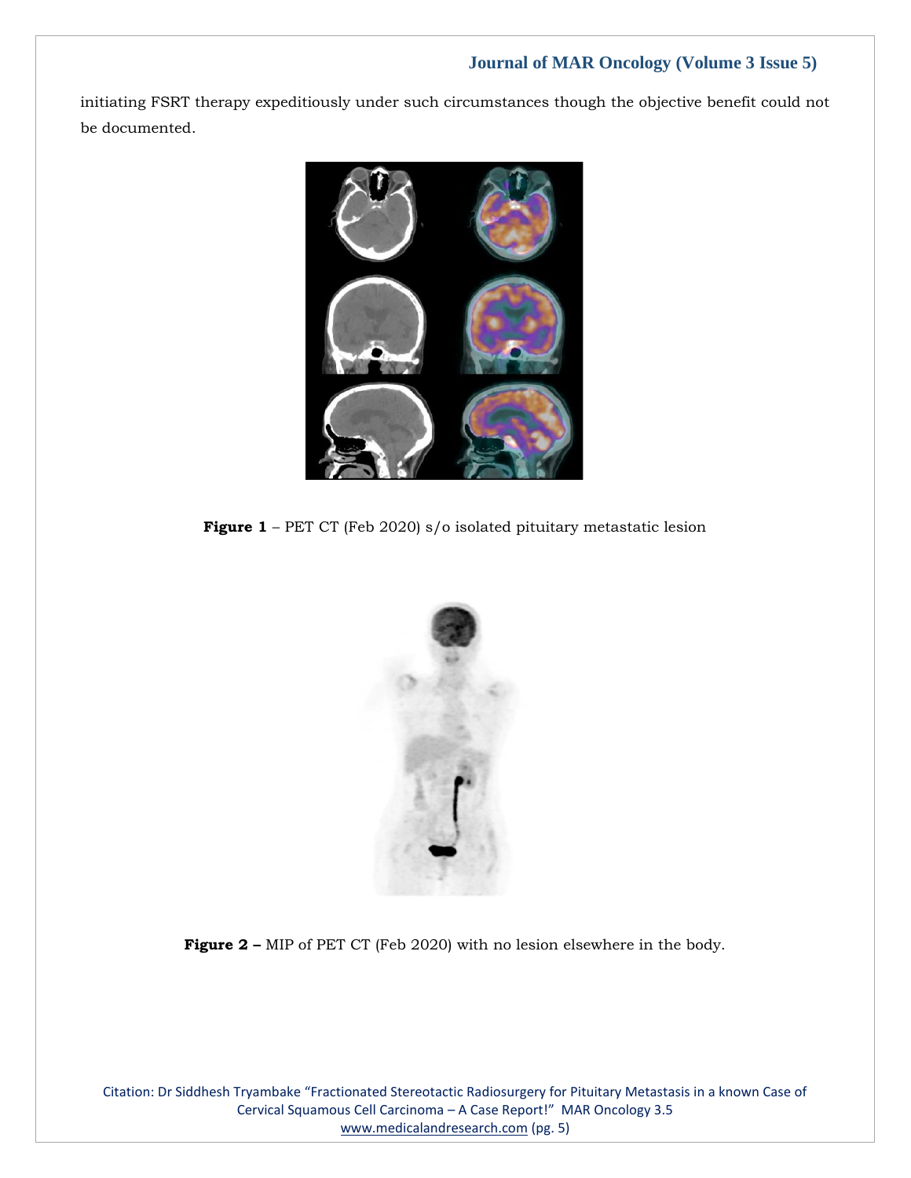initiating FSRT therapy expeditiously under such circumstances though the objective benefit could not be documented.

**Figure 1** – PET CT (Feb 2020) s/o isolated pituitary metastatic lesion

**Figure 2 –** MIP of PET CT (Feb 2020) with no lesion elsewhere in the body.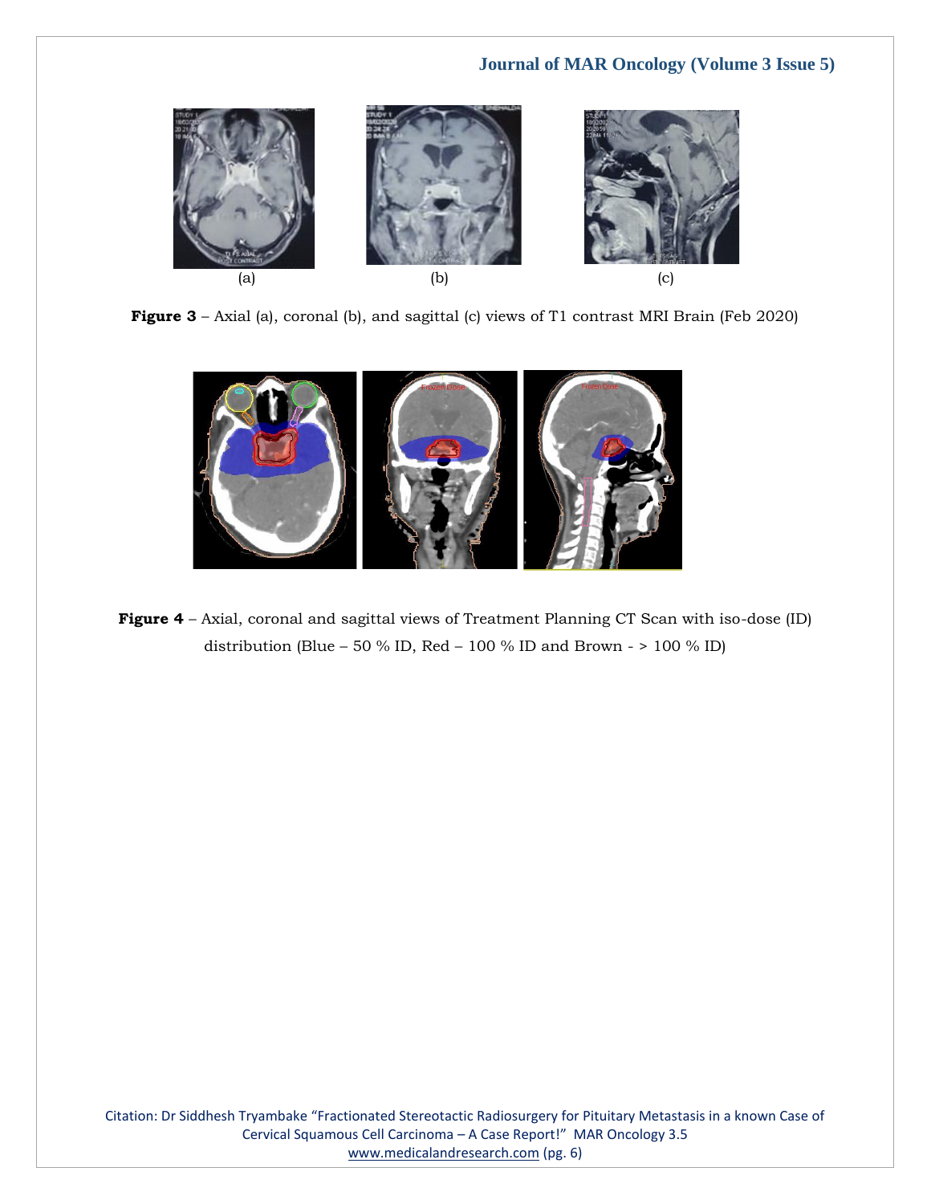(a) (b) (c)

**Figure 3** – Axial (a), coronal (b), and sagittal (c) views of T1 contrast MRI Brain (Feb 2020)

**Figure 4** – Axial, coronal and sagittal views of Treatment Planning CT Scan with iso-dose (ID) distribution (Blue – 50 % ID, Red – 100 % ID and Brown - > 100 % ID)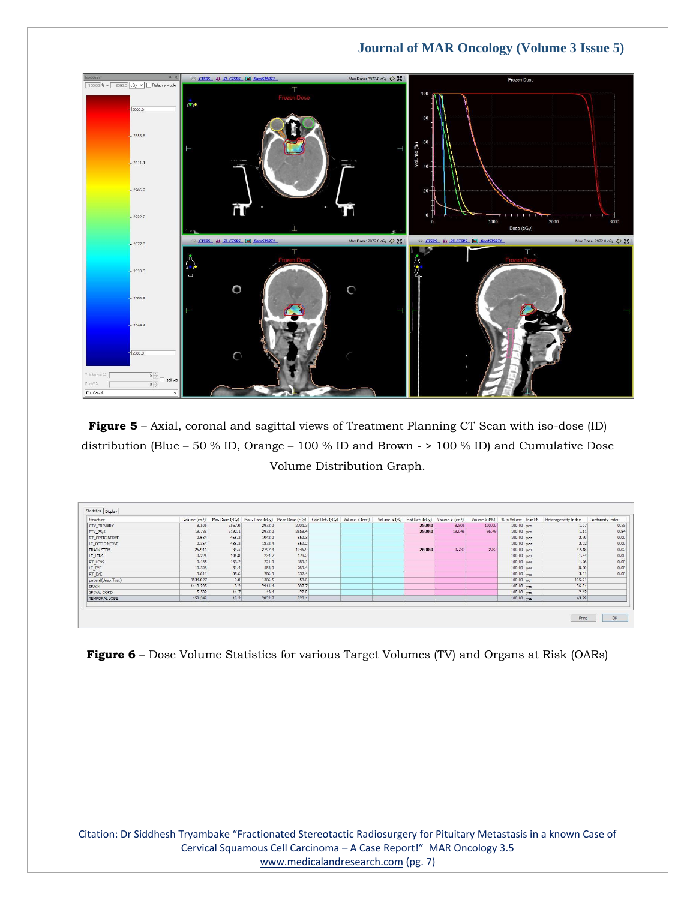**Figure 5** – Axial, coronal and sagittal views of Treatment Planning CT Scan with iso-dose (ID) distribution (Blue – 50 % ID, Orange – 100 % ID and Brown - > 100 % ID) and Cumulative Dose Volume Distribution Graph.

**Figure 6** – Dose Volume Statistics for various Target Volumes (TV) and Organs at Risk (OARs)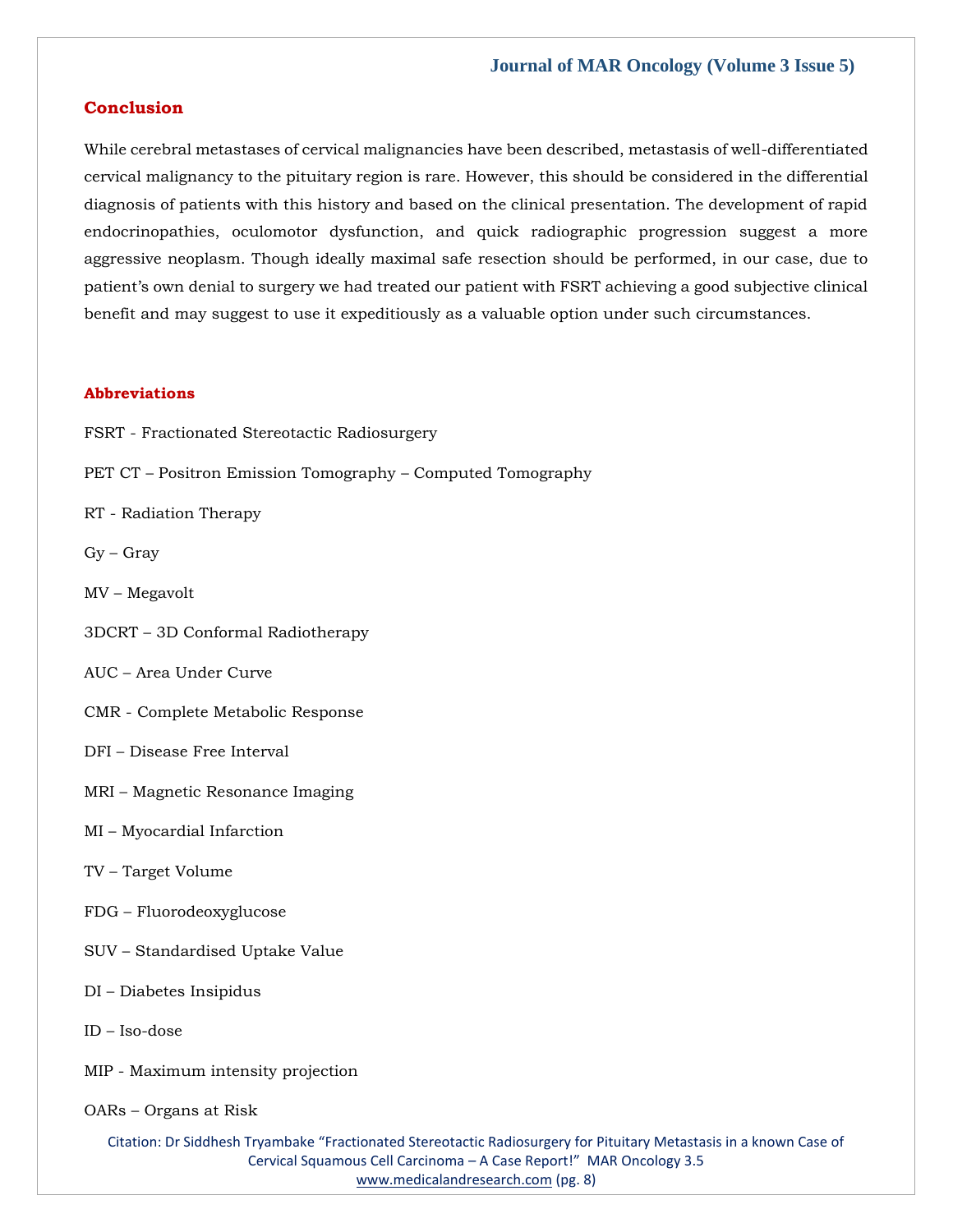## Conclusion

While cerebral metastases of cervical malignancies have been described, metastasis of well-differentiated cervical malignancy to the pituitary region is rare. However, this should be considered in the differential diagnosis of patients with this history and based on the clinical presentation. The development of rapid endocrinopathies, oculomotor dysfunction, and quick radiographic progression suggest a more aggressive neoplasm. Though ideally maximal safe resection should be performed, in our case, due to patient's own denial to surgery we had treated our patient with FSRT achieving a good subjective clinical benefit and may suggest to use it expeditiously as a valuable option under such circumstances.

## Abbreviations

FSRT - Fractionated Stereotactic Radiosurgery

PET CT – Positron Emission Tomography – Computed Tomography

RT - Radiation Therapy

Gy – Gray

MV – Megavolt

3DCRT – 3D Conformal Radiotherapy

AUC – Area Under Curve

CMR - Complete Metabolic Response

DFI – Disease Free Interval

MRI – Magnetic Resonance Imaging

MI – Myocardial Infarction

TV – Target Volume

FDG – Fluorodeoxyglucose

SUV – Standardised Uptake Value

DI – Diabetes Insipidus

ID – Iso-dose

MIP - Maximum intensity projection

OARs – Organs at Risk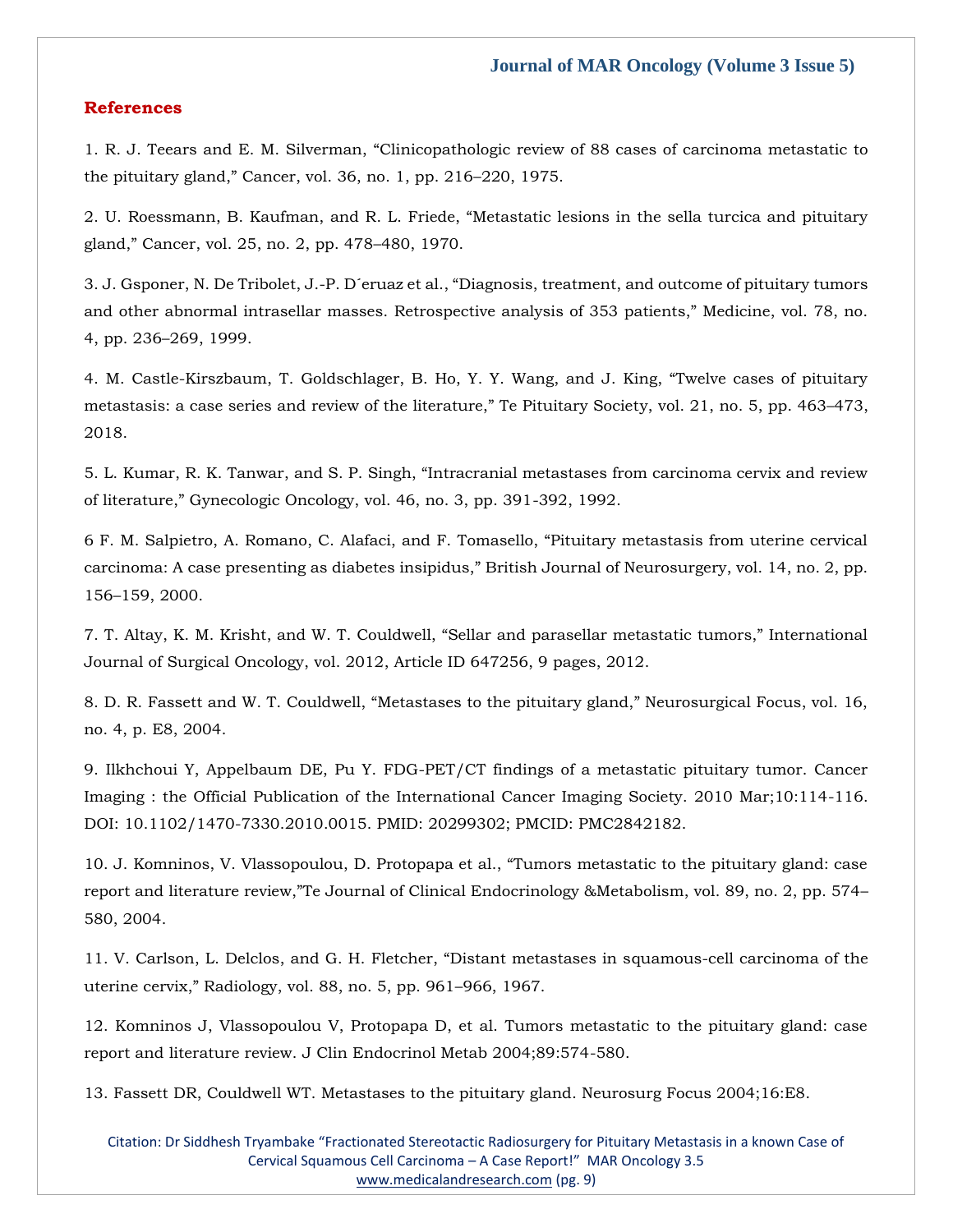## References

1. R. J. Teears and E. M. Silverman, "Clinicopathologic review of 88 cases of carcinoma metastatic to the pituitary gland," Cancer, vol. 36, no. 1, pp. 216–220, 1975.

2. U. Roessmann, B. Kaufman, and R. L. Friede, "Metastatic lesions in the sella turcica and pituitary gland," Cancer, vol. 25, no. 2, pp. 478–480, 1970.

3. J. Gsponer, N. De Tribolet, J.-P. D´eruaz et al., "Diagnosis, treatment, and outcome of pituitary tumors and other abnormal intrasellar masses. Retrospective analysis of 353 patients," Medicine, vol. 78, no. 4, pp. 236–269, 1999.

4. M. Castle-Kirszbaum, T. Goldschlager, B. Ho, Y. Y. Wang, and J. King, "Twelve cases of pituitary metastasis: a case series and review of the literature," Te Pituitary Society, vol. 21, no. 5, pp. 463–473, 2018.

5. L. Kumar, R. K. Tanwar, and S. P. Singh, "Intracranial metastases from carcinoma cervix and review of literature," Gynecologic Oncology, vol. 46, no. 3, pp. 391-392, 1992.

6 F. M. Salpietro, A. Romano, C. Alafaci, and F. Tomasello, "Pituitary metastasis from uterine cervical carcinoma: A case presenting as diabetes insipidus," British Journal of Neurosurgery, vol. 14, no. 2, pp. 156–159, 2000.

7. T. Altay, K. M. Krisht, and W. T. Couldwell, "Sellar and parasellar metastatic tumors," International Journal of Surgical Oncology, vol. 2012, Article ID 647256, 9 pages, 2012.

8. D. R. Fassett and W. T. Couldwell, "Metastases to the pituitary gland," Neurosurgical Focus, vol. 16, no. 4, p. E8, 2004.

9. Ilkhchoui Y, Appelbaum DE, Pu Y. FDG-PET/CT findings of a metastatic pituitary tumor. Cancer Imaging : the Official Publication of the International Cancer Imaging Society. 2010 Mar;10:114-116. DOI: 10.1102/1470-7330.2010.0015. PMID: 20299302; PMCID: PMC2842182.

10. J. Komninos, V. Vlassopoulou, D. Protopapa et al., "Tumors metastatic to the pituitary gland: case report and literature review,"Te Journal of Clinical Endocrinology &Metabolism, vol. 89, no. 2, pp. 574–580, 2004.

11. V. Carlson, L. Delclos, and G. H. Fletcher, "Distant metastases in squamous-cell carcinoma of the uterine cervix," Radiology, vol. 88, no. 5, pp. 961–966, 1967.

12. Komninos J, Vlassopoulou V, Protopapa D, et al. Tumors metastatic to the pituitary gland: case report and literature review. J Clin Endocrinol Metab 2004;89:574-580.

13. Fassett DR, Couldwell WT. Metastases to the pituitary gland. Neurosurg Focus 2004;16:E8.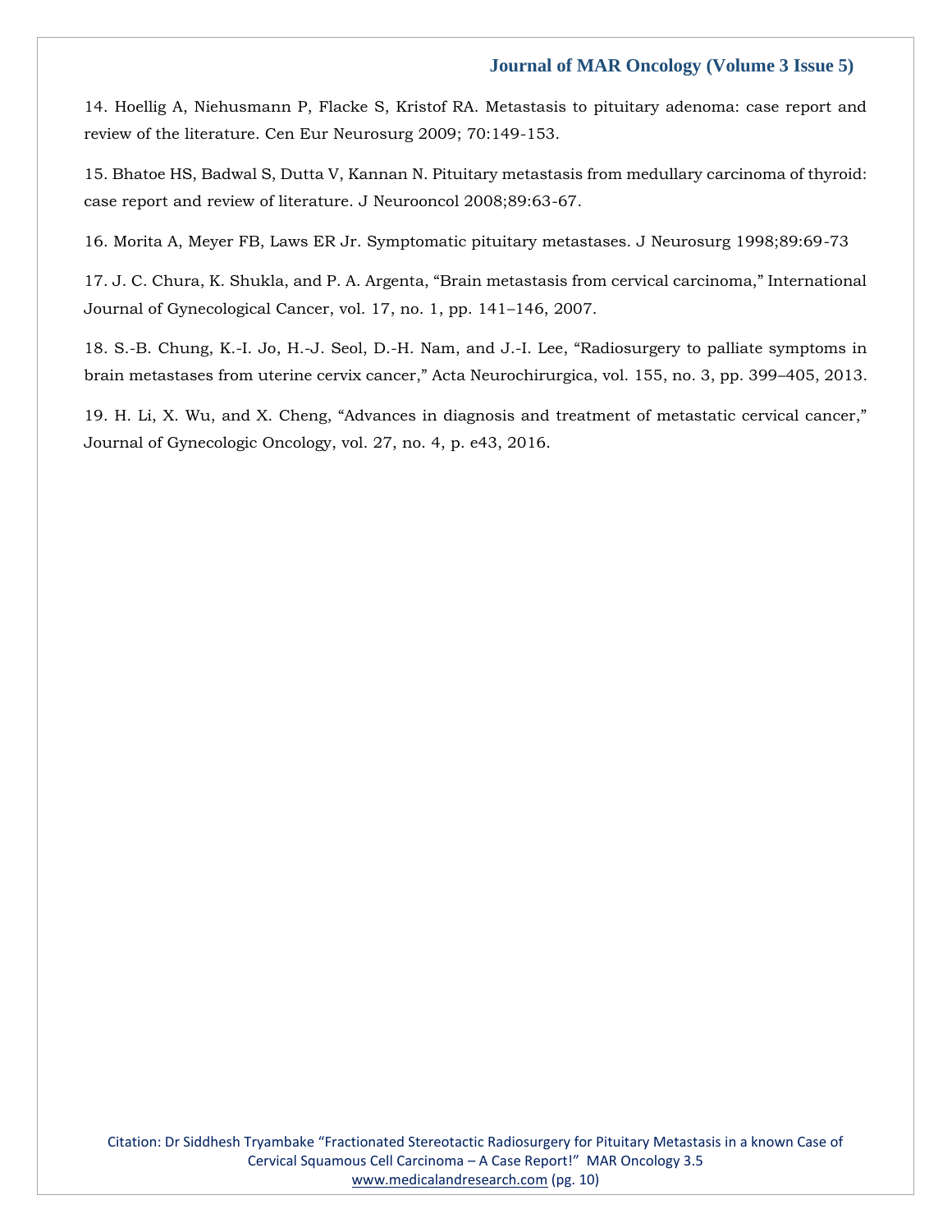14. Hoellig A, Niehusmann P, Flacke S, Kristof RA. Metastasis to pituitary adenoma: case report and review of the literature. Cen Eur Neurosurg 2009; 70:149-153.

15. Bhatoe HS, Badwal S, Dutta V, Kannan N. Pituitary metastasis from medullary carcinoma of thyroid: case report and review of literature. J Neurooncol 2008;89:63-67.

16. Morita A, Meyer FB, Laws ER Jr. Symptomatic pituitary metastases. J Neurosurg 1998;89:69-73

17. J. C. Chura, K. Shukla, and P. A. Argenta, "Brain metastasis from cervical carcinoma," International Journal of Gynecological Cancer, vol. 17, no. 1, pp. 141–146, 2007.

18. S.-B. Chung, K.-I. Jo, H.-J. Seol, D.-H. Nam, and J.-I. Lee, "Radiosurgery to palliate symptoms in brain metastases from uterine cervix cancer," Acta Neurochirurgica, vol. 155, no. 3, pp. 399–405, 2013.

19. H. Li, X. Wu, and X. Cheng, "Advances in diagnosis and treatment of metastatic cervical cancer," Journal of Gynecologic Oncology, vol. 27, no. 4, p. e43, 2016.